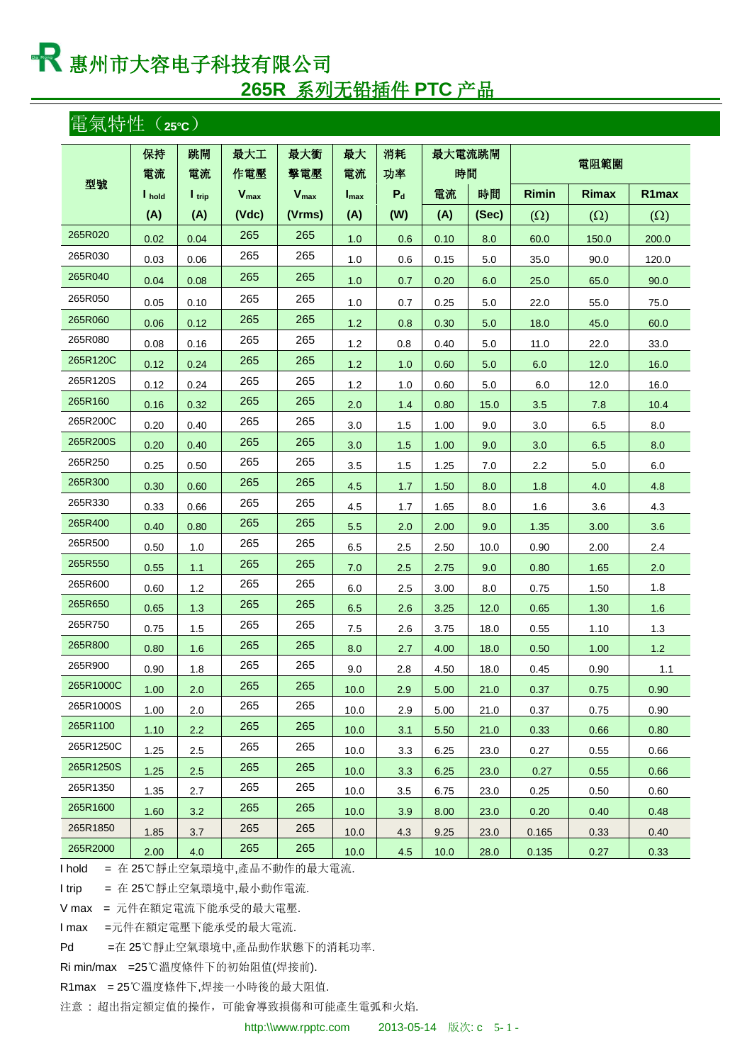# 惠州市大容电子科技有限公司

## 265R 系列无铅插件 PTC 产品

### 電氣特性（25℃）

| 型號 | 保持電流 | 跳開電流 | 最大工作電壓 | 最大衝擊電壓 | 最大電流 | 消耗功率 | 最大電流跳開時間 | | 電阻範圍 | | |
|---|---|---|---|---|---|---|---|---|---|---|---|
| | $I_{hold}$ | $I_{trip}$ | $V_{max}$ | $V_{max}$ | $I_{max}$ | $P_d$ | 電流 | 時間 | Rimin | Rimax | R1max |
| | (A) | (A) | (Vdc) | (Vrms) | (A) | (W) | (A) | (Sec) | (Ω) | (Ω) | (Ω) |
| 265R020 | 0.02 | 0.04 | 265 | 265 | 1.0 | 0.6 | 0.10 | 8.0 | 60.0 | 150.0 | 200.0 |
| 265R030 | 0.03 | 0.06 | 265 | 265 | 1.0 | 0.6 | 0.15 | 5.0 | 35.0 | 90.0 | 120.0 |
| 265R040 | 0.04 | 0.08 | 265 | 265 | 1.0 | 0.7 | 0.20 | 6.0 | 25.0 | 65.0 | 90.0 |
| 265R050 | 0.05 | 0.10 | 265 | 265 | 1.0 | 0.7 | 0.25 | 5.0 | 22.0 | 55.0 | 75.0 |
| 265R060 | 0.06 | 0.12 | 265 | 265 | 1.2 | 0.8 | 0.30 | 5.0 | 18.0 | 45.0 | 60.0 |
| 265R080 | 0.08 | 0.16 | 265 | 265 | 1.2 | 0.8 | 0.40 | 5.0 | 11.0 | 22.0 | 33.0 |
| 265R120C | 0.12 | 0.24 | 265 | 265 | 1.2 | 1.0 | 0.60 | 5.0 | 6.0 | 12.0 | 16.0 |
| 265R120S | 0.12 | 0.24 | 265 | 265 | 1.2 | 1.0 | 0.60 | 5.0 | 6.0 | 12.0 | 16.0 |
| 265R160 | 0.16 | 0.32 | 265 | 265 | 2.0 | 1.4 | 0.80 | 15.0 | 3.5 | 7.8 | 10.4 |
| 265R200C | 0.20 | 0.40 | 265 | 265 | 3.0 | 1.5 | 1.00 | 9.0 | 3.0 | 6.5 | 8.0 |
| 265R200S | 0.20 | 0.40 | 265 | 265 | 3.0 | 1.5 | 1.00 | 9.0 | 3.0 | 6.5 | 8.0 |
| 265R250 | 0.25 | 0.50 | 265 | 265 | 3.5 | 1.5 | 1.25 | 7.0 | 2.2 | 5.0 | 6.0 |
| 265R300 | 0.30 | 0.60 | 265 | 265 | 4.5 | 1.7 | 1.50 | 8.0 | 1.8 | 4.0 | 4.8 |
| 265R330 | 0.33 | 0.66 | 265 | 265 | 4.5 | 1.7 | 1.65 | 8.0 | 1.6 | 3.6 | 4.3 |
| 265R400 | 0.40 | 0.80 | 265 | 265 | 5.5 | 2.0 | 2.00 | 9.0 | 1.35 | 3.00 | 3.6 |
| 265R500 | 0.50 | 1.0 | 265 | 265 | 6.5 | 2.5 | 2.50 | 10.0 | 0.90 | 2.00 | 2.4 |
| 265R550 | 0.55 | 1.1 | 265 | 265 | 7.0 | 2.5 | 2.75 | 9.0 | 0.80 | 1.65 | 2.0 |
| 265R600 | 0.60 | 1.2 | 265 | 265 | 6.0 | 2.5 | 3.00 | 8.0 | 0.75 | 1.50 | 1.8 |
| 265R650 | 0.65 | 1.3 | 265 | 265 | 6.5 | 2.6 | 3.25 | 12.0 | 0.65 | 1.30 | 1.6 |
| 265R750 | 0.75 | 1.5 | 265 | 265 | 7.5 | 2.6 | 3.75 | 18.0 | 0.55 | 1.10 | 1.3 |
| 265R800 | 0.80 | 1.6 | 265 | 265 | 8.0 | 2.7 | 4.00 | 18.0 | 0.50 | 1.00 | 1.2 |
| 265R900 | 0.90 | 1.8 | 265 | 265 | 9.0 | 2.8 | 4.50 | 18.0 | 0.45 | 0.90 | 1.1 |
| 265R1000C | 1.00 | 2.0 | 265 | 265 | 10.0 | 2.9 | 5.00 | 21.0 | 0.37 | 0.75 | 0.90 |
| 265R1000S | 1.00 | 2.0 | 265 | 265 | 10.0 | 2.9 | 5.00 | 21.0 | 0.37 | 0.75 | 0.90 |
| 265R1100 | 1.10 | 2.2 | 265 | 265 | 10.0 | 3.1 | 5.50 | 21.0 | 0.33 | 0.66 | 0.80 |
| 265R1250C | 1.25 | 2.5 | 265 | 265 | 10.0 | 3.3 | 6.25 | 23.0 | 0.27 | 0.55 | 0.66 |
| 265R1250S | 1.25 | 2.5 | 265 | 265 | 10.0 | 3.3 | 6.25 | 23.0 | 0.27 | 0.55 | 0.66 |
| 265R1350 | 1.35 | 2.7 | 265 | 265 | 10.0 | 3.5 | 6.75 | 23.0 | 0.25 | 0.50 | 0.60 |
| 265R1600 | 1.60 | 3.2 | 265 | 265 | 10.0 | 3.9 | 8.00 | 23.0 | 0.20 | 0.40 | 0.48 |
| 265R1850 | 1.85 | 3.7 | 265 | 265 | 10.0 | 4.3 | 9.25 | 23.0 | 0.165 | 0.33 | 0.40 |
| 265R2000 | 2.00 | 4.0 | 265 | 265 | 10.0 | 4.5 | 10.0 | 28.0 | 0.135 | 0.27 | 0.33 |

I hold = 在 25℃靜止空氣環境中,產品不動作的最大電流.

I trip = 在 25℃靜止空氣環境中,最小動作電流.

V max = 元件在額定電流下能承受的最大電壓.

I max =元件在額定電壓下能承受的最大電流.

Pd =在 25℃靜止空氣環境中,產品動作狀態下的消耗功率.

Ri min/max =25℃溫度條件下的初始阻值(焊接前).

R1max = 25℃溫度條件下,焊接一小時後的最大阻值.

注意 ： 超出指定額定值的操作，可能會導致損傷和可能產生電弧和火焰.

http:\\www.rpptc.com 2013-05-14 版次: c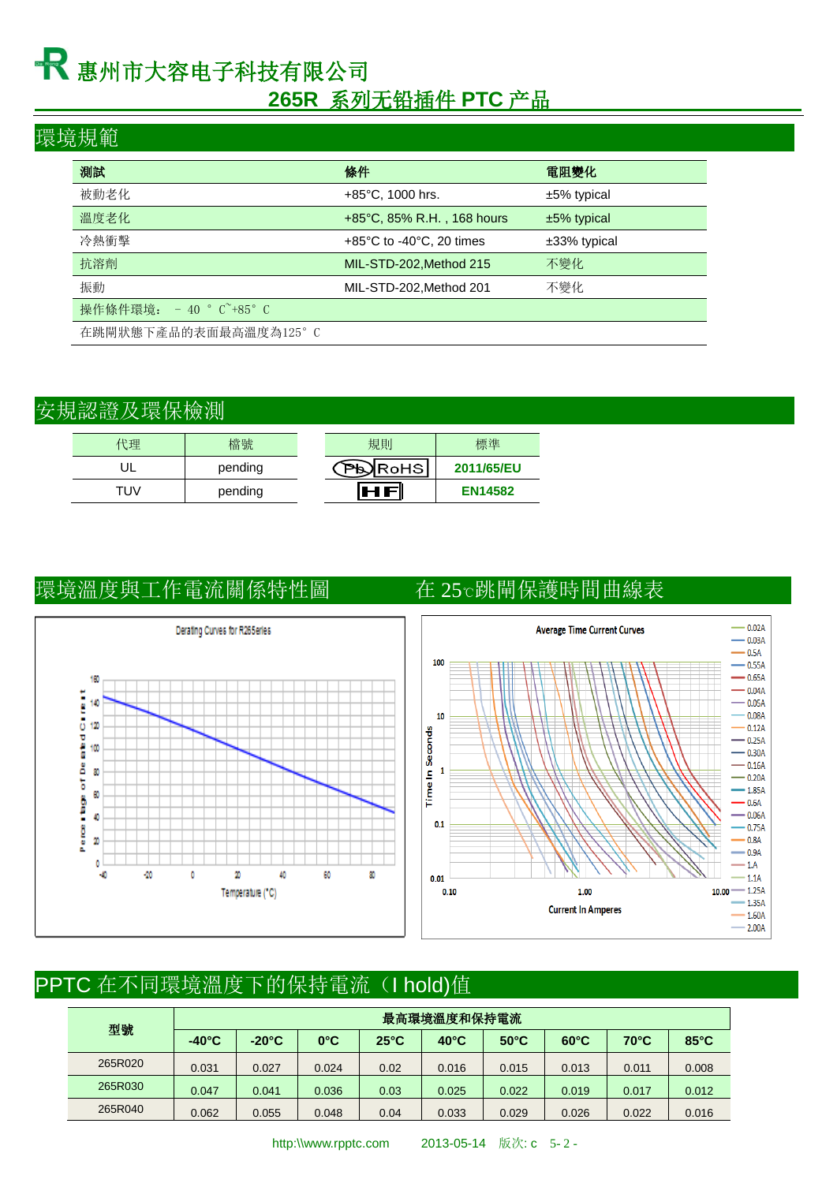## 環境規範

| 測試 | 條件 | 電阻變化 |
|---|---|---|
| 被動老化 | +85°C, 1000 hrs. | ±5% typical |
| 溫度老化 | +85°C, 85% R.H. , 168 hours | ±5% typical |
| 冷熱衝擊 | +85°C to -40°C, 20 times | ±33% typical |
| 抗溶劑 | MIL-STD-202,Method 215 | 不變化 |
| 振動 | MIL-STD-202,Method 201 | 不變化 |
| 操作條件環境： －40 °C˜+85° C | | |
| 在跳閘狀態下產品的表面最高溫度為125° C | | |

## 安規認證及環保檢測

| 代理 | 檔號 |
|---|---|
| UL | pending |
| TUV | pending |

| 規則 | 標準 |
|---|---|
| Pb RoHS | 2011/65/EU |
| HF | EN14582 |

## 環境溫度與工作電流關係特性圖

Derating Curves for R265Series

## 在 25℃跳閘保護時間曲線表

Average Time Current Curves

## PPTC 在不同環境溫度下的保持電流（I hold)值

| 型號 | 最高環境溫度和保持電流 | | | | | | | | |
|---|---|---|---|---|---|---|---|---|---|
| | -40°C | -20°C | 0°C | 25°C | 40°C | 50°C | 60°C | 70°C | 85°C |
| 265R020 | 0.031 | 0.027 | 0.024 | 0.02 | 0.016 | 0.015 | 0.013 | 0.011 | 0.008 |
| 265R030 | 0.047 | 0.041 | 0.036 | 0.03 | 0.025 | 0.022 | 0.019 | 0.017 | 0.012 |
| 265R040 | 0.062 | 0.055 | 0.048 | 0.04 | 0.033 | 0.029 | 0.026 | 0.022 | 0.016 |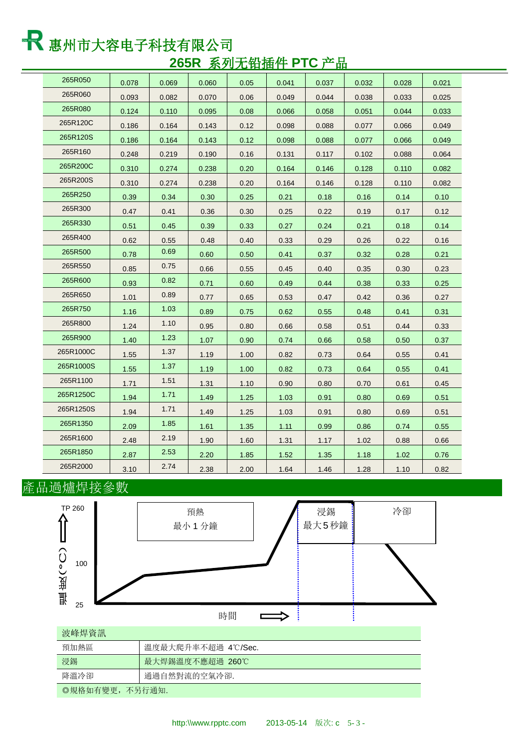# 惠州市大容电子科技有限公司

## 265R 系列无铅插件 PTC 产品

| 265R050 | 0.078 | 0.069 | 0.060 | 0.05 | 0.041 | 0.037 | 0.032 | 0.028 | 0.021 |
|---|---|---|---|---|---|---|---|---|---|
| 265R060 | 0.093 | 0.082 | 0.070 | 0.06 | 0.049 | 0.044 | 0.038 | 0.033 | 0.025 |
| 265R080 | 0.124 | 0.110 | 0.095 | 0.08 | 0.066 | 0.058 | 0.051 | 0.044 | 0.033 |
| 265R120C | 0.186 | 0.164 | 0.143 | 0.12 | 0.098 | 0.088 | 0.077 | 0.066 | 0.049 |
| 265R120S | 0.186 | 0.164 | 0.143 | 0.12 | 0.098 | 0.088 | 0.077 | 0.066 | 0.049 |
| 265R160 | 0.248 | 0.219 | 0.190 | 0.16 | 0.131 | 0.117 | 0.102 | 0.088 | 0.064 |
| 265R200C | 0.310 | 0.274 | 0.238 | 0.20 | 0.164 | 0.146 | 0.128 | 0.110 | 0.082 |
| 265R200S | 0.310 | 0.274 | 0.238 | 0.20 | 0.164 | 0.146 | 0.128 | 0.110 | 0.082 |
| 265R250 | 0.39 | 0.34 | 0.30 | 0.25 | 0.21 | 0.18 | 0.16 | 0.14 | 0.10 |
| 265R300 | 0.47 | 0.41 | 0.36 | 0.30 | 0.25 | 0.22 | 0.19 | 0.17 | 0.12 |
| 265R330 | 0.51 | 0.45 | 0.39 | 0.33 | 0.27 | 0.24 | 0.21 | 0.18 | 0.14 |
| 265R400 | 0.62 | 0.55 | 0.48 | 0.40 | 0.33 | 0.29 | 0.26 | 0.22 | 0.16 |
| 265R500 | 0.78 | 0.69 | 0.60 | 0.50 | 0.41 | 0.37 | 0.32 | 0.28 | 0.21 |
| 265R550 | 0.85 | 0.75 | 0.66 | 0.55 | 0.45 | 0.40 | 0.35 | 0.30 | 0.23 |
| 265R600 | 0.93 | 0.82 | 0.71 | 0.60 | 0.49 | 0.44 | 0.38 | 0.33 | 0.25 |
| 265R650 | 1.01 | 0.89 | 0.77 | 0.65 | 0.53 | 0.47 | 0.42 | 0.36 | 0.27 |
| 265R750 | 1.16 | 1.03 | 0.89 | 0.75 | 0.62 | 0.55 | 0.48 | 0.41 | 0.31 |
| 265R800 | 1.24 | 1.10 | 0.95 | 0.80 | 0.66 | 0.58 | 0.51 | 0.44 | 0.33 |
| 265R900 | 1.40 | 1.23 | 1.07 | 0.90 | 0.74 | 0.66 | 0.58 | 0.50 | 0.37 |
| 265R1000C | 1.55 | 1.37 | 1.19 | 1.00 | 0.82 | 0.73 | 0.64 | 0.55 | 0.41 |
| 265R1000S | 1.55 | 1.37 | 1.19 | 1.00 | 0.82 | 0.73 | 0.64 | 0.55 | 0.41 |
| 265R1100 | 1.71 | 1.51 | 1.31 | 1.10 | 0.90 | 0.80 | 0.70 | 0.61 | 0.45 |
| 265R1250C | 1.94 | 1.71 | 1.49 | 1.25 | 1.03 | 0.91 | 0.80 | 0.69 | 0.51 |
| 265R1250S | 1.94 | 1.71 | 1.49 | 1.25 | 1.03 | 0.91 | 0.80 | 0.69 | 0.51 |
| 265R1350 | 2.09 | 1.85 | 1.61 | 1.35 | 1.11 | 0.99 | 0.86 | 0.74 | 0.55 |
| 265R1600 | 2.48 | 2.19 | 1.90 | 1.60 | 1.31 | 1.17 | 1.02 | 0.88 | 0.66 |
| 265R1850 | 2.87 | 2.53 | 2.20 | 1.85 | 1.52 | 1.35 | 1.18 | 1.02 | 0.76 |
| 265R2000 | 3.10 | 2.74 | 2.38 | 2.00 | 1.64 | 1.46 | 1.28 | 1.10 | 0.82 |

## 產品過爐焊接參數

TP 260
溫度(°C)
100
25

預熱
最小 1 分鐘

浸錫
最大5秒鐘

冷卻

時間

| 波峰焊資訊 | |
|---|---|
| 預加熱區 | 溫度最大爬升率不超過 4℃/Sec. |
| 浸錫 | 最大焊錫溫度不應超過 260℃ |
| 降溫冷卻 | 通過自然對流的空氣冷卻. |

◎規格如有變更，不另行通知.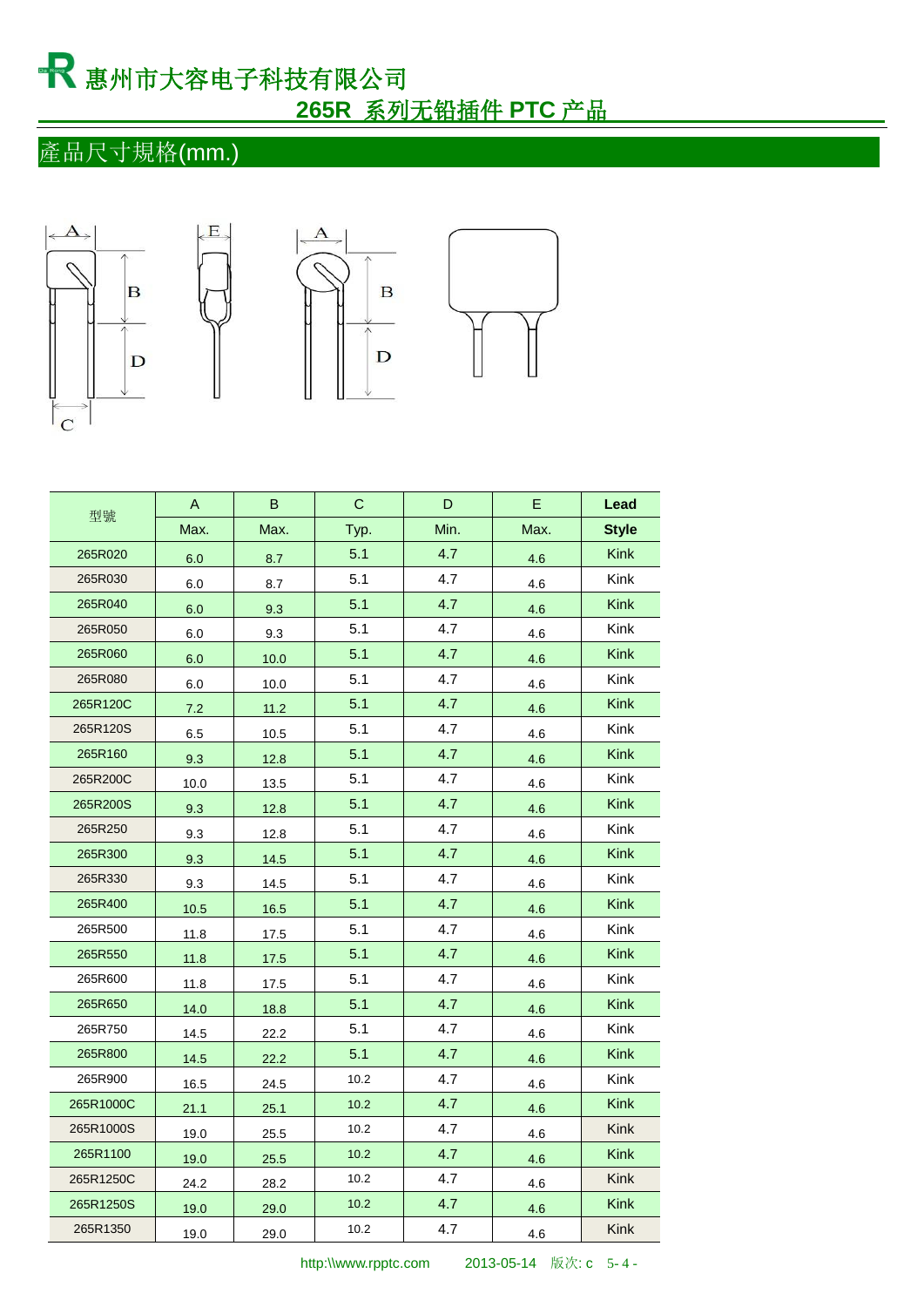# 惠州市大容电子科技有限公司

## 265R 系列无铅插件 PTC 产品

## 產品尺寸規格(mm.)

| 型號 | A | B | C | D | E | Lead |
|---|---|---|---|---|---|---|
| | Max. | Max. | Typ. | Min. | Max. | Style |
| 265R020 | 6.0 | 8.7 | 5.1 | 4.7 | 4.6 | Kink |
| 265R030 | 6.0 | 8.7 | 5.1 | 4.7 | 4.6 | Kink |
| 265R040 | 6.0 | 9.3 | 5.1 | 4.7 | 4.6 | Kink |
| 265R050 | 6.0 | 9.3 | 5.1 | 4.7 | 4.6 | Kink |
| 265R060 | 6.0 | 10.0 | 5.1 | 4.7 | 4.6 | Kink |
| 265R080 | 6.0 | 10.0 | 5.1 | 4.7 | 4.6 | Kink |
| 265R120C | 7.2 | 11.2 | 5.1 | 4.7 | 4.6 | Kink |
| 265R120S | 6.5 | 10.5 | 5.1 | 4.7 | 4.6 | Kink |
| 265R160 | 9.3 | 12.8 | 5.1 | 4.7 | 4.6 | Kink |
| 265R200C | 10.0 | 13.5 | 5.1 | 4.7 | 4.6 | Kink |
| 265R200S | 9.3 | 12.8 | 5.1 | 4.7 | 4.6 | Kink |
| 265R250 | 9.3 | 12.8 | 5.1 | 4.7 | 4.6 | Kink |
| 265R300 | 9.3 | 14.5 | 5.1 | 4.7 | 4.6 | Kink |
| 265R330 | 9.3 | 14.5 | 5.1 | 4.7 | 4.6 | Kink |
| 265R400 | 10.5 | 16.5 | 5.1 | 4.7 | 4.6 | Kink |
| 265R500 | 11.8 | 17.5 | 5.1 | 4.7 | 4.6 | Kink |
| 265R550 | 11.8 | 17.5 | 5.1 | 4.7 | 4.6 | Kink |
| 265R600 | 11.8 | 17.5 | 5.1 | 4.7 | 4.6 | Kink |
| 265R650 | 14.0 | 18.8 | 5.1 | 4.7 | 4.6 | Kink |
| 265R750 | 14.5 | 22.2 | 5.1 | 4.7 | 4.6 | Kink |
| 265R800 | 14.5 | 22.2 | 5.1 | 4.7 | 4.6 | Kink |
| 265R900 | 16.5 | 24.5 | 10.2 | 4.7 | 4.6 | Kink |
| 265R1000C | 21.1 | 25.1 | 10.2 | 4.7 | 4.6 | Kink |
| 265R1000S | 19.0 | 25.5 | 10.2 | 4.7 | 4.6 | Kink |
| 265R1100 | 19.0 | 25.5 | 10.2 | 4.7 | 4.6 | Kink |
| 265R1250C | 24.2 | 28.2 | 10.2 | 4.7 | 4.6 | Kink |
| 265R1250S | 19.0 | 29.0 | 10.2 | 4.7 | 4.6 | Kink |
| 265R1350 | 19.0 | 29.0 | 10.2 | 4.7 | 4.6 | Kink |

http:\\www.rpptc.com 2013-05-14 版次: c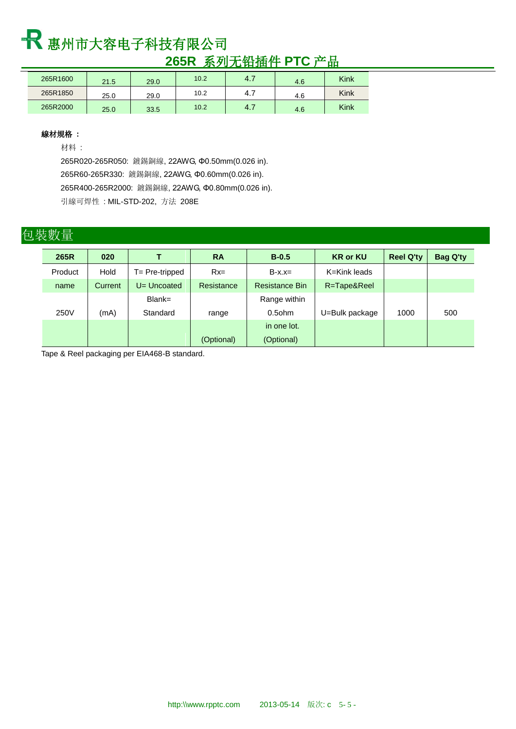| | | | | | | |
|---|---|---|---|---|---|---|
| 265R1600 | 21.5 | 29.0 | 10.2 | 4.7 | 4.6 | Kink |
| 265R1850 | 25.0 | 29.0 | 10.2 | 4.7 | 4.6 | Kink |
| 265R2000 | 25.0 | 33.5 | 10.2 | 4.7 | 4.6 | Kink |

**線材規格 ：**

材料：

265R020-265R050: 鍍錫銅線, 22AWG, Φ0.50mm(0.026 in).

265R60-265R330: 鍍錫銅線, 22AWG, Φ0.60mm(0.026 in).

265R400-265R2000: 鍍錫銅線, 22AWG, Φ0.80mm(0.026 in).

引線可焊性：MIL-STD-202, 方法 208E

## 包裝數量

| 265R | 020 | T | RA | B-0.5 | KR or KU | Reel Q'ty | Bag Q'ty |
|---|---|---|---|---|---|---|---|
| Product | Hold | T= Pre-tripped | Rx= | B-x.x= | K=Kink leads | | |
| name | Current | U= Uncoated | Resistance | Resistance Bin | R=Tape&Reel | | |
| | | Blank= | | Range within | | | |
| 250V | (mA) | Standard | range | 0.5ohm | U=Bulk package | 1000 | 500 |
| | | | | in one lot. | | | |
| | | | (Optional) | (Optional) | | | |

Tape & Reel packaging per EIA468-B standard.